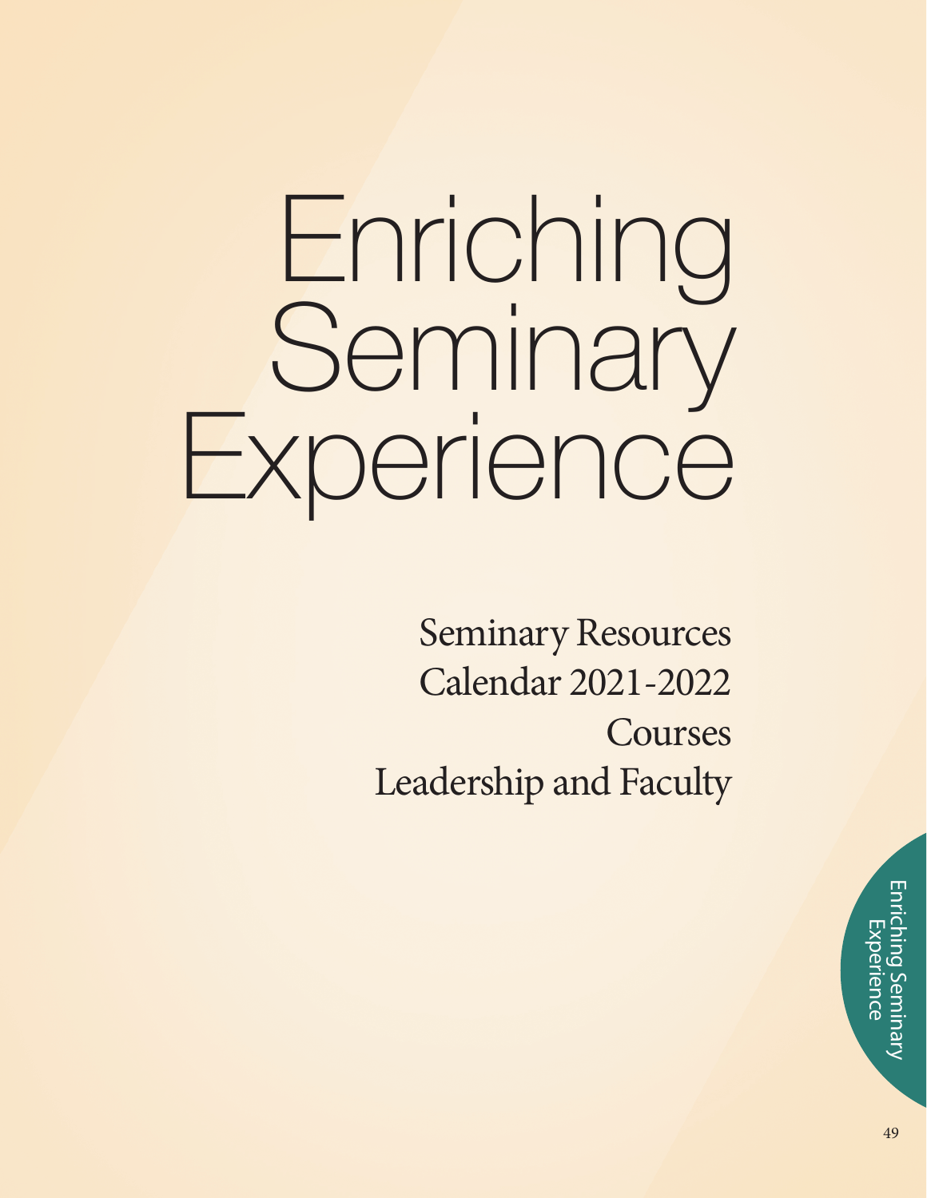# Enriching Seminary Experience

Seminary Resources
Calendar 2021-2022
Courses
Leadership and Faculty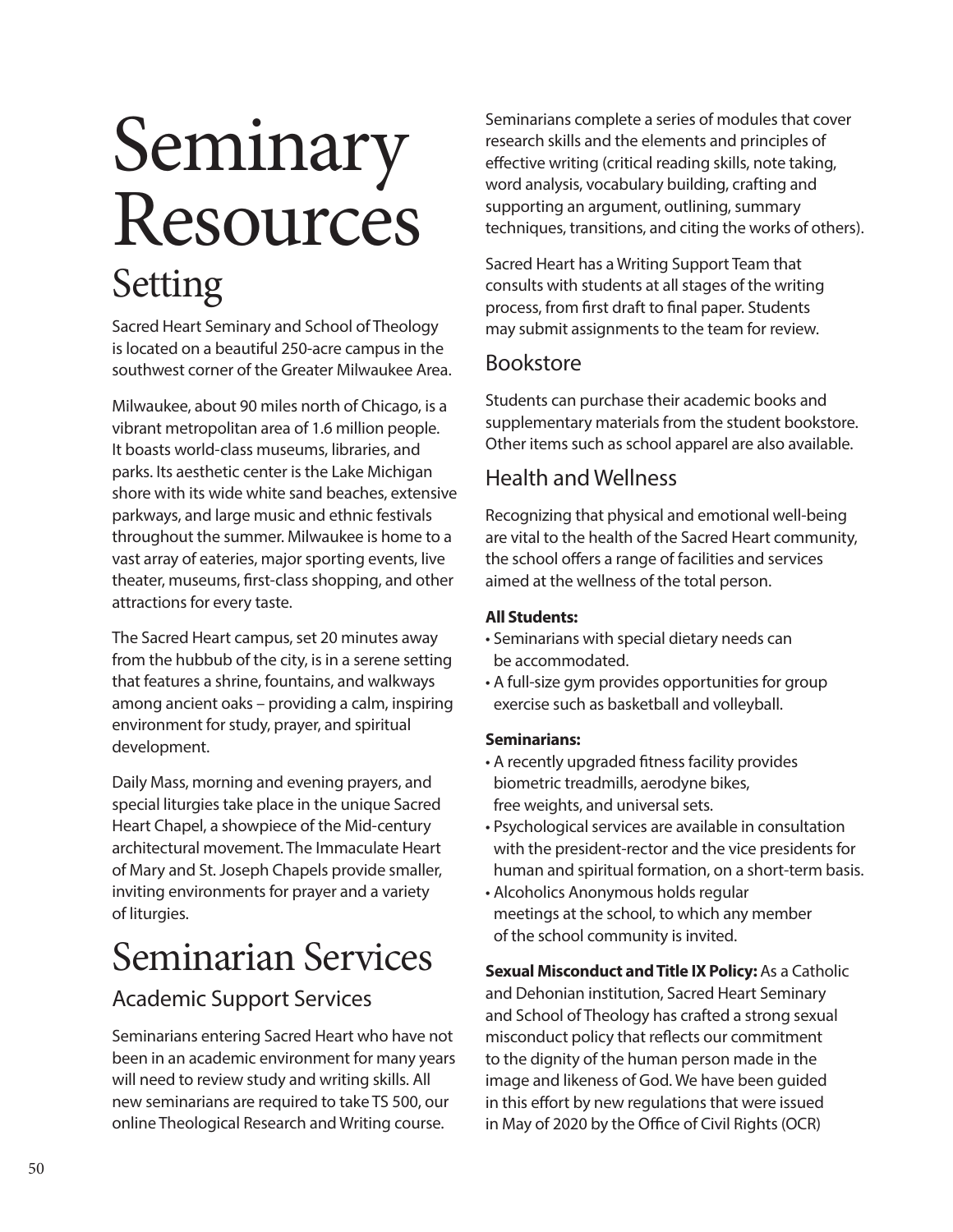# Seminary Resources

## Setting

Sacred Heart Seminary and School of Theology is located on a beautiful 250-acre campus in the southwest corner of the Greater Milwaukee Area.

Milwaukee, about 90 miles north of Chicago, is a vibrant metropolitan area of 1.6 million people. It boasts world-class museums, libraries, and parks. Its aesthetic center is the Lake Michigan shore with its wide white sand beaches, extensive parkways, and large music and ethnic festivals throughout the summer. Milwaukee is home to a vast array of eateries, major sporting events, live theater, museums, first-class shopping, and other attractions for every taste.

The Sacred Heart campus, set 20 minutes away from the hubbub of the city, is in a serene setting that features a shrine, fountains, and walkways among ancient oaks – providing a calm, inspiring environment for study, prayer, and spiritual development.

Daily Mass, morning and evening prayers, and special liturgies take place in the unique Sacred Heart Chapel, a showpiece of the Mid-century architectural movement. The Immaculate Heart of Mary and St. Joseph Chapels provide smaller, inviting environments for prayer and a variety of liturgies.

# Seminarian Services

## Academic Support Services

Seminarians entering Sacred Heart who have not been in an academic environment for many years will need to review study and writing skills. All new seminarians are required to take TS 500, our online Theological Research and Writing course.

Seminarians complete a series of modules that cover research skills and the elements and principles of effective writing (critical reading skills, note taking, word analysis, vocabulary building, crafting and supporting an argument, outlining, summary techniques, transitions, and citing the works of others).

Sacred Heart has a Writing Support Team that consults with students at all stages of the writing process, from first draft to final paper. Students may submit assignments to the team for review.

## Bookstore

Students can purchase their academic books and supplementary materials from the student bookstore. Other items such as school apparel are also available.

## Health and Wellness

Recognizing that physical and emotional well-being are vital to the health of the Sacred Heart community, the school offers a range of facilities and services aimed at the wellness of the total person.

**All Students:**

- Seminarians with special dietary needs can be accommodated.
- A full-size gym provides opportunities for group exercise such as basketball and volleyball.

**Seminarians:**

- A recently upgraded fitness facility provides biometric treadmills, aerodyne bikes, free weights, and universal sets.
- Psychological services are available in consultation with the president-rector and the vice presidents for human and spiritual formation, on a short-term basis.
- Alcoholics Anonymous holds regular meetings at the school, to which any member of the school community is invited.

**Sexual Misconduct and Title IX Policy:** As a Catholic and Dehonian institution, Sacred Heart Seminary and School of Theology has crafted a strong sexual misconduct policy that reflects our commitment to the dignity of the human person made in the image and likeness of God. We have been guided in this effort by new regulations that were issued in May of 2020 by the Office of Civil Rights (OCR)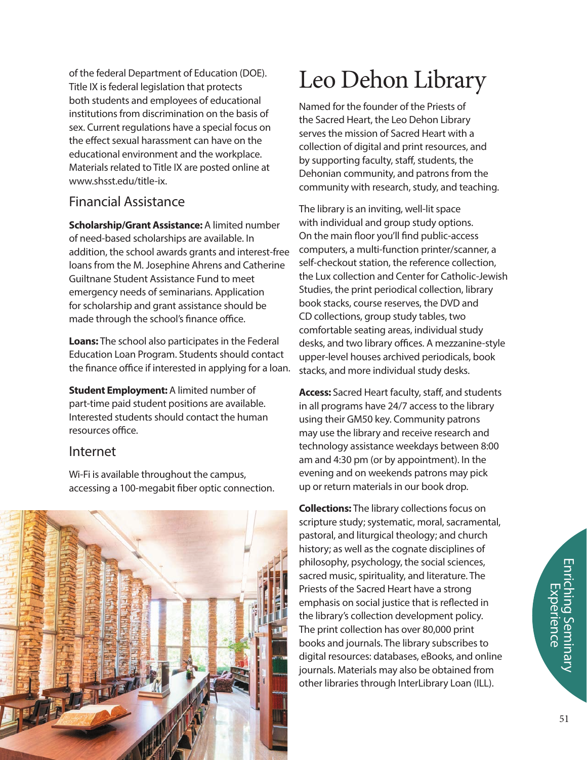of the federal Department of Education (DOE). Title IX is federal legislation that protects both students and employees of educational institutions from discrimination on the basis of sex. Current regulations have a special focus on the effect sexual harassment can have on the educational environment and the workplace. Materials related to Title IX are posted online at www.shsst.edu/title-ix.

## Financial Assistance

**Scholarship/Grant Assistance:** A limited number of need-based scholarships are available. In addition, the school awards grants and interest-free loans from the M. Josephine Ahrens and Catherine Guiltnane Student Assistance Fund to meet emergency needs of seminarians. Application for scholarship and grant assistance should be made through the school's finance office.

**Loans:** The school also participates in the Federal Education Loan Program. Students should contact the finance office if interested in applying for a loan.

**Student Employment:** A limited number of part-time paid student positions are available. Interested students should contact the human resources office.

## Internet

Wi-Fi is available throughout the campus, accessing a 100-megabit fiber optic connection.

# Leo Dehon Library

Named for the founder of the Priests of the Sacred Heart, the Leo Dehon Library serves the mission of Sacred Heart with a collection of digital and print resources, and by supporting faculty, staff, students, the Dehonian community, and patrons from the community with research, study, and teaching.

The library is an inviting, well-lit space with individual and group study options. On the main floor you'll find public-access computers, a multi-function printer/scanner, a self-checkout station, the reference collection, the Lux collection and Center for Catholic-Jewish Studies, the print periodical collection, library book stacks, course reserves, the DVD and CD collections, group study tables, two comfortable seating areas, individual study desks, and two library offices. A mezzanine-style upper-level houses archived periodicals, book stacks, and more individual study desks.

**Access:** Sacred Heart faculty, staff, and students in all programs have 24/7 access to the library using their GM50 key. Community patrons may use the library and receive research and technology assistance weekdays between 8:00 am and 4:30 pm (or by appointment). In the evening and on weekends patrons may pick up or return materials in our book drop.

**Collections:** The library collections focus on scripture study; systematic, moral, sacramental, pastoral, and liturgical theology; and church history; as well as the cognate disciplines of philosophy, psychology, the social sciences, sacred music, spirituality, and literature. The Priests of the Sacred Heart have a strong emphasis on social justice that is reflected in the library's collection development policy. The print collection has over 80,000 print books and journals. The library subscribes to digital resources: databases, eBooks, and online journals. Materials may also be obtained from other libraries through InterLibrary Loan (ILL).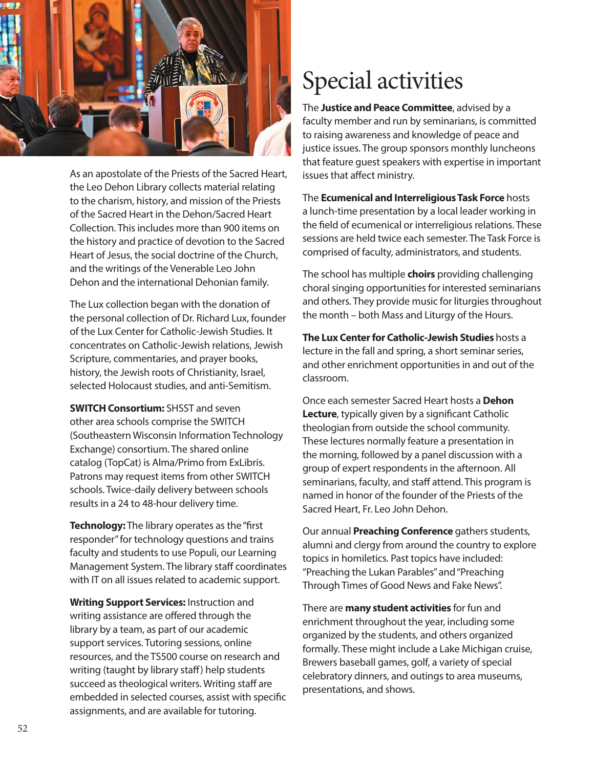As an apostolate of the Priests of the Sacred Heart, the Leo Dehon Library collects material relating to the charism, history, and mission of the Priests of the Sacred Heart in the Dehon/Sacred Heart Collection. This includes more than 900 items on the history and practice of devotion to the Sacred Heart of Jesus, the social doctrine of the Church, and the writings of the Venerable Leo John Dehon and the international Dehonian family.

The Lux collection began with the donation of the personal collection of Dr. Richard Lux, founder of the Lux Center for Catholic-Jewish Studies. It concentrates on Catholic-Jewish relations, Jewish Scripture, commentaries, and prayer books, history, the Jewish roots of Christianity, Israel, selected Holocaust studies, and anti-Semitism.

**SWITCH Consortium:** SHSST and seven other area schools comprise the SWITCH (Southeastern Wisconsin Information Technology Exchange) consortium. The shared online catalog (TopCat) is Alma/Primo from ExLibris. Patrons may request items from other SWITCH schools. Twice-daily delivery between schools results in a 24 to 48-hour delivery time.

**Technology:** The library operates as the "first responder" for technology questions and trains faculty and students to use Populi, our Learning Management System. The library staff coordinates with IT on all issues related to academic support.

**Writing Support Services:** Instruction and writing assistance are offered through the library by a team, as part of our academic support services. Tutoring sessions, online resources, and the TS500 course on research and writing (taught by library staff) help students succeed as theological writers. Writing staff are embedded in selected courses, assist with specific assignments, and are available for tutoring.

# Special activities

The **Justice and Peace Committee**, advised by a faculty member and run by seminarians, is committed to raising awareness and knowledge of peace and justice issues. The group sponsors monthly luncheons that feature guest speakers with expertise in important issues that affect ministry.

The **Ecumenical and Interreligious Task Force** hosts a lunch-time presentation by a local leader working in the field of ecumenical or interreligious relations. These sessions are held twice each semester. The Task Force is comprised of faculty, administrators, and students.

The school has multiple **choirs** providing challenging choral singing opportunities for interested seminarians and others. They provide music for liturgies throughout the month – both Mass and Liturgy of the Hours.

**The Lux Center for Catholic-Jewish Studies** hosts a lecture in the fall and spring, a short seminar series, and other enrichment opportunities in and out of the classroom.

Once each semester Sacred Heart hosts a **Dehon Lecture**, typically given by a significant Catholic theologian from outside the school community. These lectures normally feature a presentation in the morning, followed by a panel discussion with a group of expert respondents in the afternoon. All seminarians, faculty, and staff attend. This program is named in honor of the founder of the Priests of the Sacred Heart, Fr. Leo John Dehon.

Our annual **Preaching Conference** gathers students, alumni and clergy from around the country to explore topics in homiletics. Past topics have included: "Preaching the Lukan Parables" and "Preaching Through Times of Good News and Fake News".

There are **many student activities** for fun and enrichment throughout the year, including some organized by the students, and others organized formally. These might include a Lake Michigan cruise, Brewers baseball games, golf, a variety of special celebratory dinners, and outings to area museums, presentations, and shows.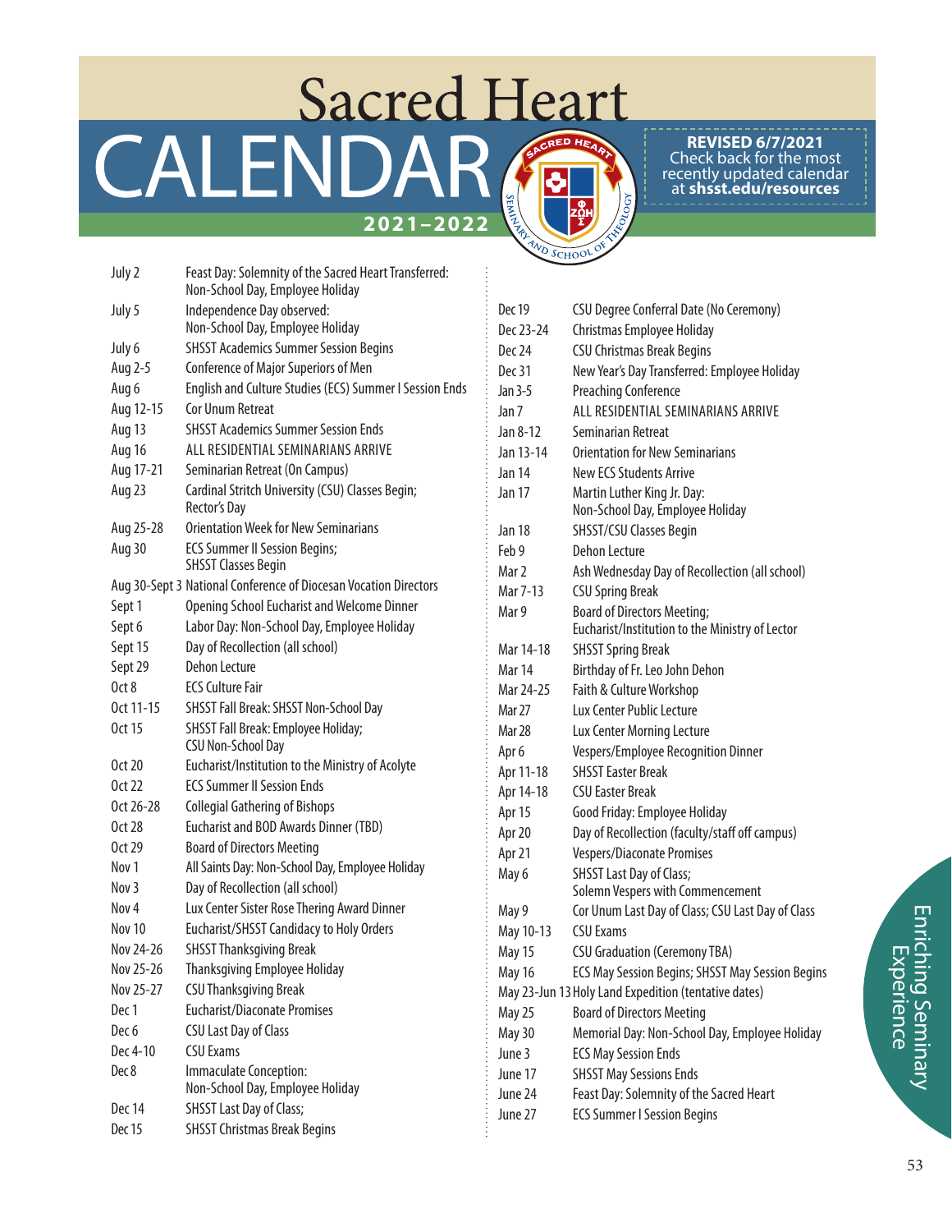# Sacred Heart CALENDAR 2021–2022

**REVISED 6/7/2021**
Check back for the most recently updated calendar at **shsst.edu/resources**

| | |
|---|---|
| July 2 | Feast Day: Solemnity of the Sacred Heart Transferred: Non-School Day, Employee Holiday |
| July 5 | Independence Day observed: Non-School Day, Employee Holiday |
| July 6 | SHSST Academics Summer Session Begins |
| Aug 2-5 | Conference of Major Superiors of Men |
| Aug 6 | English and Culture Studies (ECS) Summer I Session Ends |
| Aug 12-15 | Cor Unum Retreat |
| Aug 13 | SHSST Academics Summer Session Ends |
| Aug 16 | ALL RESIDENTIAL SEMINARIANS ARRIVE |
| Aug 17-21 | Seminarian Retreat (On Campus) |
| Aug 23 | Cardinal Stritch University (CSU) Classes Begin; Rector's Day |
| Aug 25-28 | Orientation Week for New Seminarians |
| Aug 30 | ECS Summer II Session Begins; SHSST Classes Begin |
| Aug 30-Sept 3 | National Conference of Diocesan Vocation Directors |
| Sept 1 | Opening School Eucharist and Welcome Dinner |
| Sept 6 | Labor Day: Non-School Day, Employee Holiday |
| Sept 15 | Day of Recollection (all school) |
| Sept 29 | Dehon Lecture |
| Oct 8 | ECS Culture Fair |
| Oct 11-15 | SHSST Fall Break: SHSST Non-School Day |
| Oct 15 | SHSST Fall Break: Employee Holiday; CSU Non-School Day |
| Oct 20 | Eucharist/Institution to the Ministry of Acolyte |
| Oct 22 | ECS Summer II Session Ends |
| Oct 26-28 | Collegial Gathering of Bishops |
| Oct 28 | Eucharist and BOD Awards Dinner (TBD) |
| Oct 29 | Board of Directors Meeting |
| Nov 1 | All Saints Day: Non-School Day, Employee Holiday |
| Nov 3 | Day of Recollection (all school) |
| Nov 4 | Lux Center Sister Rose Thering Award Dinner |
| Nov 10 | Eucharist/SHSST Candidacy to Holy Orders |
| Nov 24-26 | SHSST Thanksgiving Break |
| Nov 25-26 | Thanksgiving Employee Holiday |
| Nov 25-27 | CSU Thanksgiving Break |
| Dec 1 | Eucharist/Diaconate Promises |
| Dec 6 | CSU Last Day of Class |
| Dec 4-10 | CSU Exams |
| Dec 8 | Immaculate Conception: Non-School Day, Employee Holiday |
| Dec 14 | SHSST Last Day of Class; |
| Dec 15 | SHSST Christmas Break Begins |
| Dec 19 | CSU Degree Conferral Date (No Ceremony) |
| Dec 23-24 | Christmas Employee Holiday |
| Dec 24 | CSU Christmas Break Begins |
| Dec 31 | New Year's Day Transferred: Employee Holiday |
| Jan 3-5 | Preaching Conference |
| Jan 7 | ALL RESIDENTIAL SEMINARIANS ARRIVE |
| Jan 8-12 | Seminarian Retreat |
| Jan 13-14 | Orientation for New Seminarians |
| Jan 14 | New ECS Students Arrive |
| Jan 17 | Martin Luther King Jr. Day: Non-School Day, Employee Holiday |
| Jan 18 | SHSST/CSU Classes Begin |
| Feb 9 | Dehon Lecture |
| Mar 2 | Ash Wednesday Day of Recollection (all school) |
| Mar 7-13 | CSU Spring Break |
| Mar 9 | Board of Directors Meeting; Eucharist/Institution to the Ministry of Lector |
| Mar 14-18 | SHSST Spring Break |
| Mar 14 | Birthday of Fr. Leo John Dehon |
| Mar 24-25 | Faith & Culture Workshop |
| Mar 27 | Lux Center Public Lecture |
| Mar 28 | Lux Center Morning Lecture |
| Apr 6 | Vespers/Employee Recognition Dinner |
| Apr 11-18 | SHSST Easter Break |
| Apr 14-18 | CSU Easter Break |
| Apr 15 | Good Friday: Employee Holiday |
| Apr 20 | Day of Recollection (faculty/staff off campus) |
| Apr 21 | Vespers/Diaconate Promises |
| May 6 | SHSST Last Day of Class; Solemn Vespers with Commencement |
| May 9 | Cor Unum Last Day of Class; CSU Last Day of Class |
| May 10-13 | CSU Exams |
| May 15 | CSU Graduation (Ceremony TBA) |
| May 16 | ECS May Session Begins; SHSST May Session Begins |
| May 23-Jun 13 | Holy Land Expedition (tentative dates) |
| May 25 | Board of Directors Meeting |
| May 30 | Memorial Day: Non-School Day, Employee Holiday |
| June 3 | ECS May Session Ends |
| June 17 | SHSST May Sessions Ends |
| June 24 | Feast Day: Solemnity of the Sacred Heart |
| June 27 | ECS Summer I Session Begins |

Enriching Seminary Experience